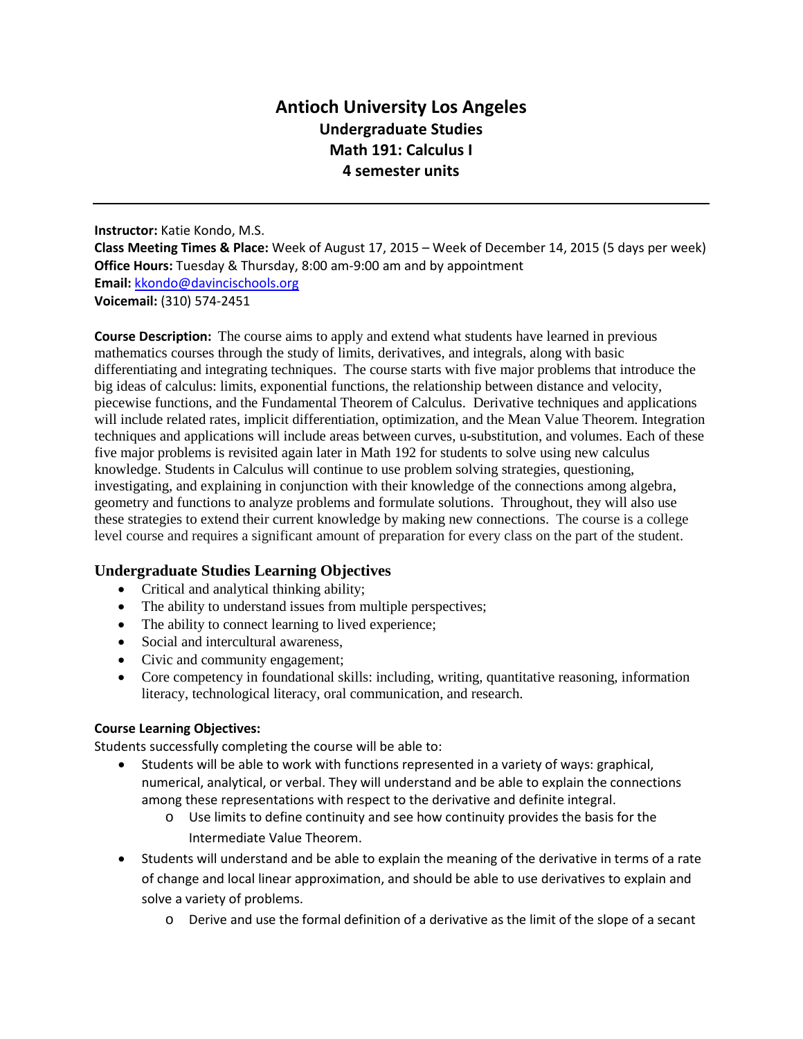# Antioch University Los Angeles
## Undergraduate Studies
## Math 191: Calculus I
## 4 semester units

---

**Instructor:** Katie Kondo, M.S.
**Class Meeting Times & Place:** Week of August 17, 2015 – Week of December 14, 2015 (5 days per week)
**Office Hours:** Tuesday & Thursday, 8:00 am-9:00 am and by appointment
**Email:** kkondo@davincischools.org
**Voicemail:** (310) 574-2451

**Course Description:** The course aims to apply and extend what students have learned in previous mathematics courses through the study of limits, derivatives, and integrals, along with basic differentiating and integrating techniques. The course starts with five major problems that introduce the big ideas of calculus: limits, exponential functions, the relationship between distance and velocity, piecewise functions, and the Fundamental Theorem of Calculus. Derivative techniques and applications will include related rates, implicit differentiation, optimization, and the Mean Value Theorem. Integration techniques and applications will include areas between curves, u-substitution, and volumes. Each of these five major problems is revisited again later in Math 192 for students to solve using new calculus knowledge. Students in Calculus will continue to use problem solving strategies, questioning, investigating, and explaining in conjunction with their knowledge of the connections among algebra, geometry and functions to analyze problems and formulate solutions. Throughout, they will also use these strategies to extend their current knowledge by making new connections. The course is a college level course and requires a significant amount of preparation for every class on the part of the student.

### Undergraduate Studies Learning Objectives

- Critical and analytical thinking ability;
- The ability to understand issues from multiple perspectives;
- The ability to connect learning to lived experience;
- Social and intercultural awareness,
- Civic and community engagement;
- Core competency in foundational skills: including, writing, quantitative reasoning, information literacy, technological literacy, oral communication, and research.

**Course Learning Objectives:**

Students successfully completing the course will be able to:

- Students will be able to work with functions represented in a variety of ways: graphical, numerical, analytical, or verbal. They will understand and be able to explain the connections among these representations with respect to the derivative and definite integral.
  - Use limits to define continuity and see how continuity provides the basis for the Intermediate Value Theorem.
- Students will understand and be able to explain the meaning of the derivative in terms of a rate of change and local linear approximation, and should be able to use derivatives to explain and solve a variety of problems.
  - Derive and use the formal definition of a derivative as the limit of the slope of a secant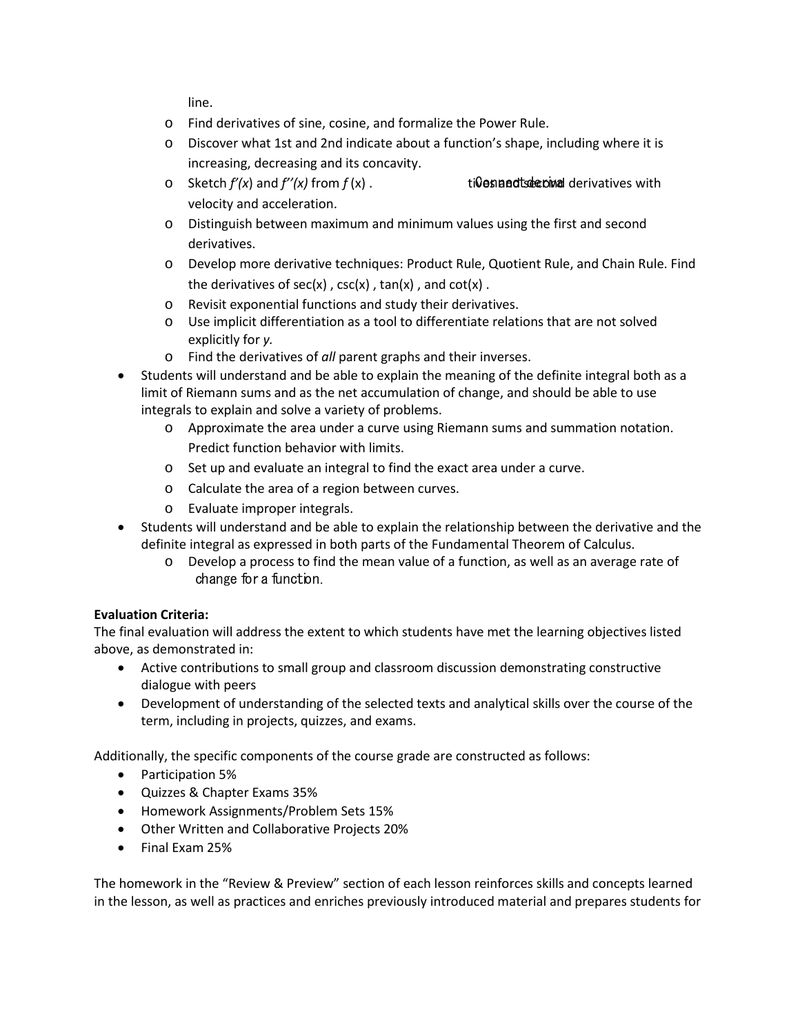line.

- Find derivatives of sine, cosine, and formalize the Power Rule.
- Discover what 1st and 2nd indicate about a function's shape, including where it is increasing, decreasing and its concavity.
- Sketch $f'(x)$ and $f''(x)$ from $f(x)$. Connect first and second derivatives with velocity and acceleration.
- Distinguish between maximum and minimum values using the first and second derivatives.
- Develop more derivative techniques: Product Rule, Quotient Rule, and Chain Rule. Find the derivatives of sec(x), csc(x), tan(x), and cot(x).
- Revisit exponential functions and study their derivatives.
- Use implicit differentiation as a tool to differentiate relations that are not solved explicitly for *y.*
- Find the derivatives of *all* parent graphs and their inverses.

- Students will understand and be able to explain the meaning of the definite integral both as a limit of Riemann sums and as the net accumulation of change, and should be able to use integrals to explain and solve a variety of problems.
  - Approximate the area under a curve using Riemann sums and summation notation. Predict function behavior with limits.
  - Set up and evaluate an integral to find the exact area under a curve.
  - Calculate the area of a region between curves.
  - Evaluate improper integrals.
- Students will understand and be able to explain the relationship between the derivative and the definite integral as expressed in both parts of the Fundamental Theorem of Calculus.
  - Develop a process to find the mean value of a function, as well as an average rate of change for a function.

**Evaluation Criteria:**
The final evaluation will address the extent to which students have met the learning objectives listed above, as demonstrated in:

- Active contributions to small group and classroom discussion demonstrating constructive dialogue with peers
- Development of understanding of the selected texts and analytical skills over the course of the term, including in projects, quizzes, and exams.

Additionally, the specific components of the course grade are constructed as follows:

- Participation 5%
- Quizzes & Chapter Exams 35%
- Homework Assignments/Problem Sets 15%
- Other Written and Collaborative Projects 20%
- Final Exam 25%

The homework in the "Review & Preview" section of each lesson reinforces skills and concepts learned in the lesson, as well as practices and enriches previously introduced material and prepares students for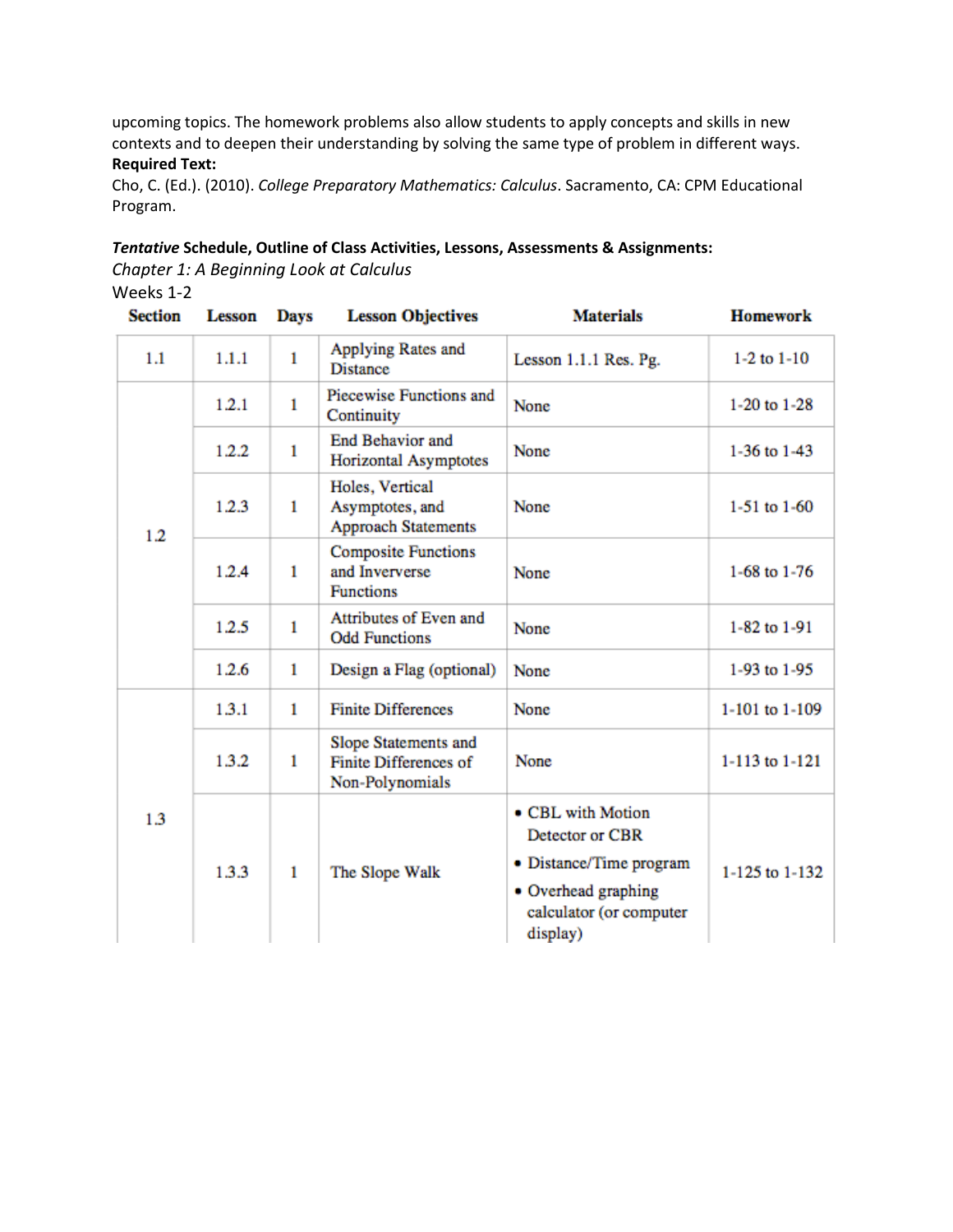upcoming topics. The homework problems also allow students to apply concepts and skills in new contexts and to deepen their understanding by solving the same type of problem in different ways.

**Required Text:**

Cho, C. (Ed.). (2010). *College Preparatory Mathematics: Calculus*. Sacramento, CA: CPM Educational Program.

***Tentative* Schedule, Outline of Class Activities, Lessons, Assessments & Assignments:**

*Chapter 1: A Beginning Look at Calculus*

Weeks 1-2

| Section | Lesson | Days | Lesson Objectives | Materials | Homework |
|---|---|---|---|---|---|
| 1.1 | 1.1.1 | 1 | Applying Rates and Distance | Lesson 1.1.1 Res. Pg. | 1-2 to 1-10 |
| 1.2 | 1.2.1 | 1 | Piecewise Functions and Continuity | None | 1-20 to 1-28 |
| | 1.2.2 | 1 | End Behavior and Horizontal Asymptotes | None | 1-36 to 1-43 |
| | 1.2.3 | 1 | Holes, Vertical Asymptotes, and Approach Statements | None | 1-51 to 1-60 |
| | 1.2.4 | 1 | Composite Functions and Inververse Functions | None | 1-68 to 1-76 |
| | 1.2.5 | 1 | Attributes of Even and Odd Functions | None | 1-82 to 1-91 |
| | 1.2.6 | 1 | Design a Flag (optional) | None | 1-93 to 1-95 |
| 1.3 | 1.3.1 | 1 | Finite Differences | None | 1-101 to 1-109 |
| | 1.3.2 | 1 | Slope Statements and Finite Differences of Non-Polynomials | None | 1-113 to 1-121 |
| | 1.3.3 | 1 | The Slope Walk | • CBL with Motion Detector or CBR<br>• Distance/Time program<br>• Overhead graphing calculator (or computer display) | 1-125 to 1-132 |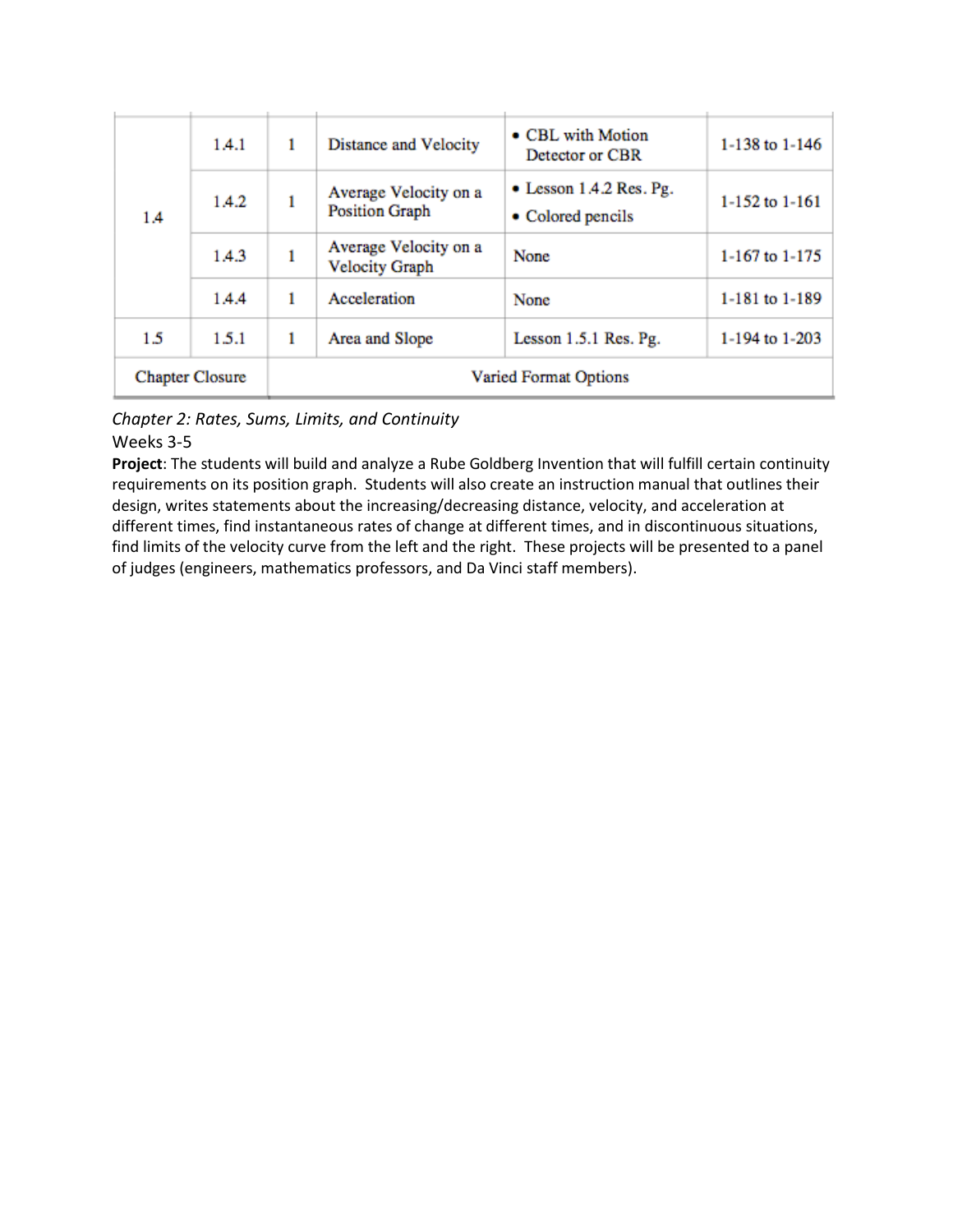| | | | | | |
|---|---|---|---|---|---|
| 1.4 | 1.4.1 | 1 | Distance and Velocity | • CBL with Motion Detector or CBR | 1-138 to 1-146 |
| | 1.4.2 | 1 | Average Velocity on a Position Graph | • Lesson 1.4.2 Res. Pg.<br>• Colored pencils | 1-152 to 1-161 |
| | 1.4.3 | 1 | Average Velocity on a Velocity Graph | None | 1-167 to 1-175 |
| | 1.4.4 | 1 | Acceleration | None | 1-181 to 1-189 |
| 1.5 | 1.5.1 | 1 | Area and Slope | Lesson 1.5.1 Res. Pg. | 1-194 to 1-203 |
| Chapter Closure | | Varied Format Options | | | |

*Chapter 2: Rates, Sums, Limits, and Continuity*

Weeks 3-5

**Project**: The students will build and analyze a Rube Goldberg Invention that will fulfill certain continuity requirements on its position graph. Students will also create an instruction manual that outlines their design, writes statements about the increasing/decreasing distance, velocity, and acceleration at different times, find instantaneous rates of change at different times, and in discontinuous situations, find limits of the velocity curve from the left and the right. These projects will be presented to a panel of judges (engineers, mathematics professors, and Da Vinci staff members).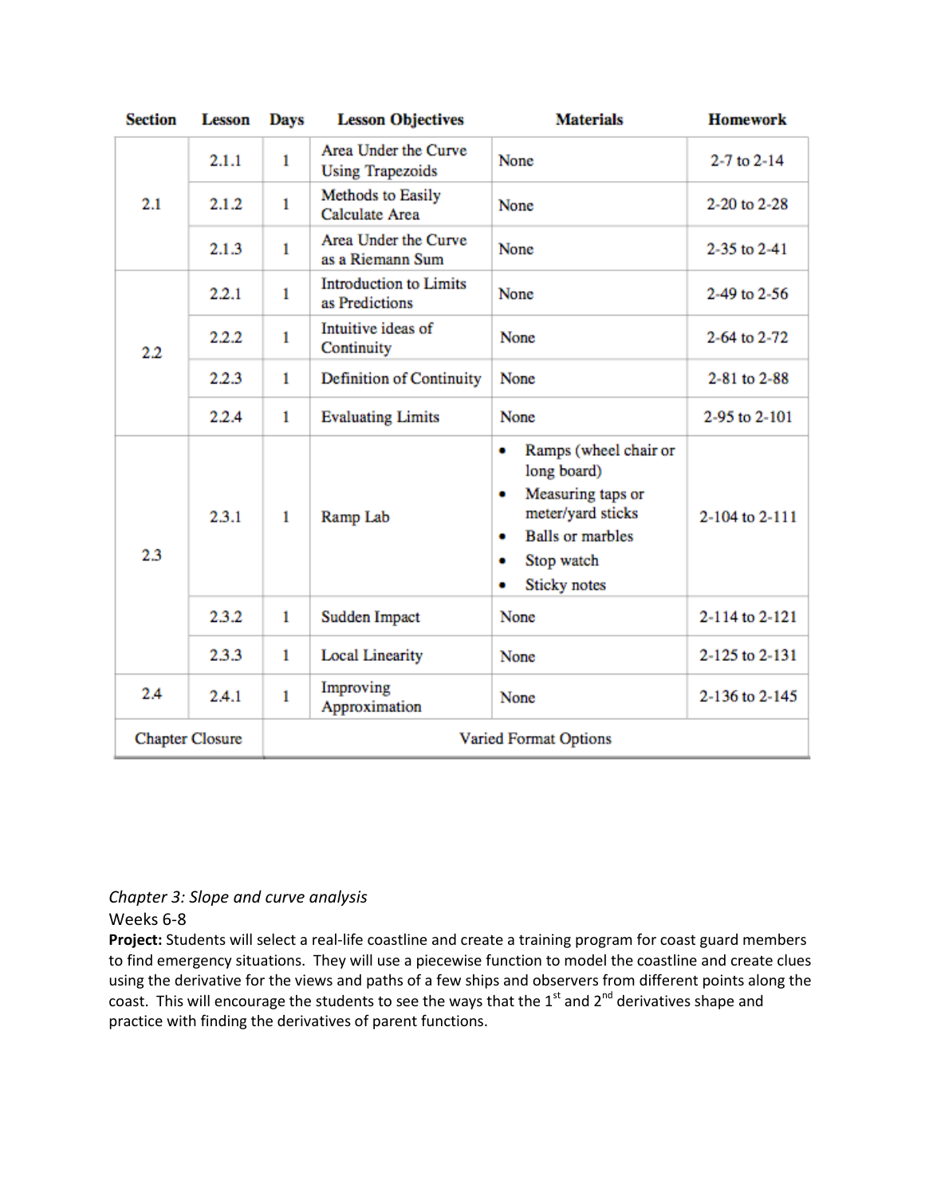| Section | Lesson | Days | Lesson Objectives | Materials | Homework |
|---|---|---|---|---|---|
| 2.1 | 2.1.1 | 1 | Area Under the Curve Using Trapezoids | None | 2-7 to 2-14 |
| | 2.1.2 | 1 | Methods to Easily Calculate Area | None | 2-20 to 2-28 |
| | 2.1.3 | 1 | Area Under the Curve as a Riemann Sum | None | 2-35 to 2-41 |
| 2.2 | 2.2.1 | 1 | Introduction to Limits as Predictions | None | 2-49 to 2-56 |
| | 2.2.2 | 1 | Intuitive ideas of Continuity | None | 2-64 to 2-72 |
| | 2.2.3 | 1 | Definition of Continuity | None | 2-81 to 2-88 |
| | 2.2.4 | 1 | Evaluating Limits | None | 2-95 to 2-101 |
| 2.3 | 2.3.1 | 1 | Ramp Lab | • Ramps (wheel chair or long board)<br>• Measuring taps or meter/yard sticks<br>• Balls or marbles<br>• Stop watch<br>• Sticky notes | 2-104 to 2-111 |
| | 2.3.2 | 1 | Sudden Impact | None | 2-114 to 2-121 |
| | 2.3.3 | 1 | Local Linearity | None | 2-125 to 2-131 |
| 2.4 | 2.4.1 | 1 | Improving Approximation | None | 2-136 to 2-145 |
| Chapter Closure | | | Varied Format Options | | |

*Chapter 3: Slope and curve analysis*

Weeks 6-8

**Project:** Students will select a real-life coastline and create a training program for coast guard members to find emergency situations. They will use a piecewise function to model the coastline and create clues using the derivative for the views and paths of a few ships and observers from different points along the coast. This will encourage the students to see the ways that the 1st and 2nd derivatives shape and practice with finding the derivatives of parent functions.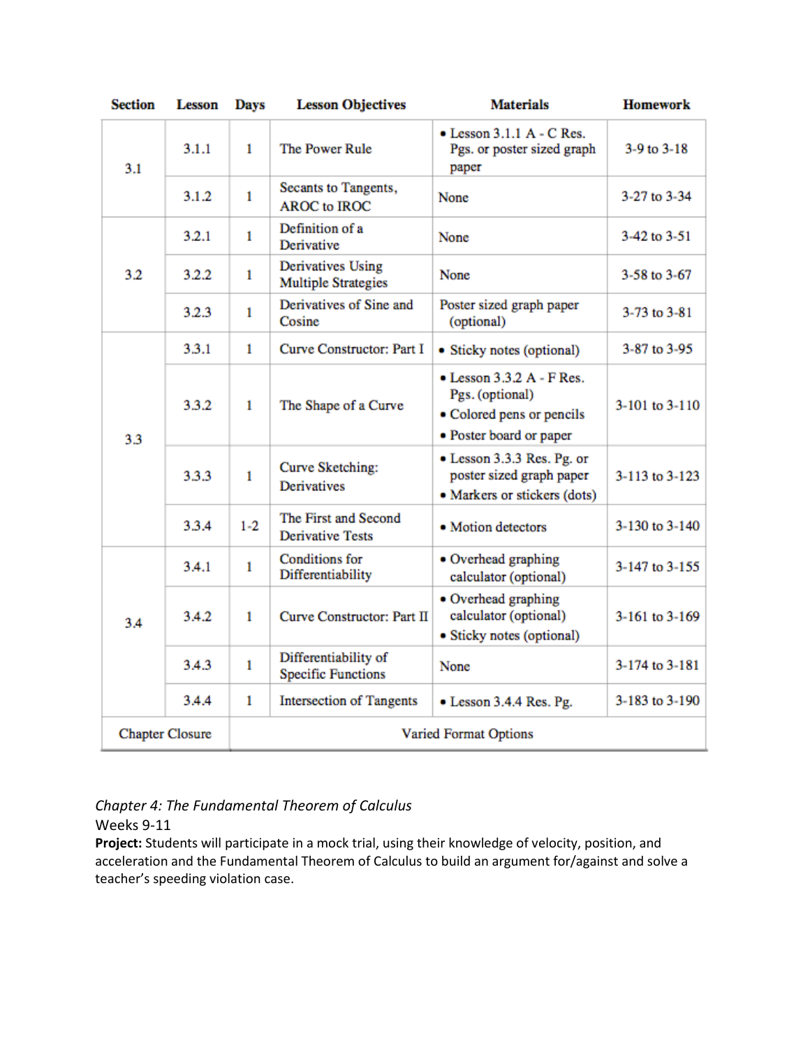| Section | Lesson | Days | Lesson Objectives | Materials | Homework |
|---|---|---|---|---|---|
| 3.1 | 3.1.1 | 1 | The Power Rule | • Lesson 3.1.1 A - C Res. Pgs. or poster sized graph paper | 3-9 to 3-18 |
| | 3.1.2 | 1 | Secants to Tangents, AROC to IROC | None | 3-27 to 3-34 |
| 3.2 | 3.2.1 | 1 | Definition of a Derivative | None | 3-42 to 3-51 |
| | 3.2.2 | 1 | Derivatives Using Multiple Strategies | None | 3-58 to 3-67 |
| | 3.2.3 | 1 | Derivatives of Sine and Cosine | Poster sized graph paper (optional) | 3-73 to 3-81 |
| 3.3 | 3.3.1 | 1 | Curve Constructor: Part I | • Sticky notes (optional) | 3-87 to 3-95 |
| | 3.3.2 | 1 | The Shape of a Curve | • Lesson 3.3.2 A - F Res. Pgs. (optional) • Colored pens or pencils • Poster board or paper | 3-101 to 3-110 |
| | 3.3.3 | 1 | Curve Sketching: Derivatives | • Lesson 3.3.3 Res. Pg. or poster sized graph paper • Markers or stickers (dots) | 3-113 to 3-123 |
| | 3.3.4 | 1-2 | The First and Second Derivative Tests | • Motion detectors | 3-130 to 3-140 |
| 3.4 | 3.4.1 | 1 | Conditions for Differentiability | • Overhead graphing calculator (optional) | 3-147 to 3-155 |
| | 3.4.2 | 1 | Curve Constructor: Part II | • Overhead graphing calculator (optional) • Sticky notes (optional) | 3-161 to 3-169 |
| | 3.4.3 | 1 | Differentiability of Specific Functions | None | 3-174 to 3-181 |
| | 3.4.4 | 1 | Intersection of Tangents | • Lesson 3.4.4 Res. Pg. | 3-183 to 3-190 |
| Chapter Closure | | Varied Format Options | | | |

*Chapter 4: The Fundamental Theorem of Calculus*
Weeks 9-11
**Project:** Students will participate in a mock trial, using their knowledge of velocity, position, and acceleration and the Fundamental Theorem of Calculus to build an argument for/against and solve a teacher's speeding violation case.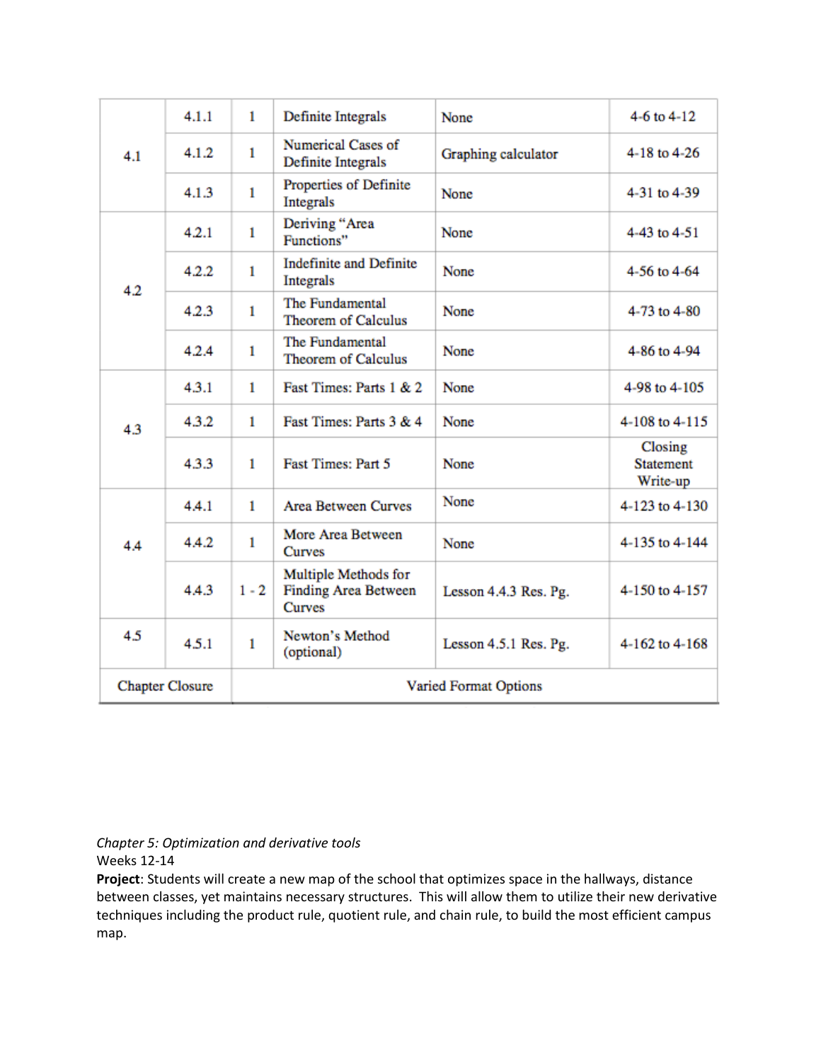| | | | | | |
|---|---|---|---|---|---|
| 4.1 | 4.1.1 | 1 | Definite Integrals | None | 4-6 to 4-12 |
| | 4.1.2 | 1 | Numerical Cases of Definite Integrals | Graphing calculator | 4-18 to 4-26 |
| | 4.1.3 | 1 | Properties of Definite Integrals | None | 4-31 to 4-39 |
| 4.2 | 4.2.1 | 1 | Deriving "Area Functions" | None | 4-43 to 4-51 |
| | 4.2.2 | 1 | Indefinite and Definite Integrals | None | 4-56 to 4-64 |
| | 4.2.3 | 1 | The Fundamental Theorem of Calculus | None | 4-73 to 4-80 |
| | 4.2.4 | 1 | The Fundamental Theorem of Calculus | None | 4-86 to 4-94 |
| 4.3 | 4.3.1 | 1 | Fast Times: Parts 1 & 2 | None | 4-98 to 4-105 |
| | 4.3.2 | 1 | Fast Times: Parts 3 & 4 | None | 4-108 to 4-115 |
| | 4.3.3 | 1 | Fast Times: Part 5 | None | Closing Statement Write-up |
| 4.4 | 4.4.1 | 1 | Area Between Curves | None | 4-123 to 4-130 |
| | 4.4.2 | 1 | More Area Between Curves | None | 4-135 to 4-144 |
| | 4.4.3 | 1 - 2 | Multiple Methods for Finding Area Between Curves | Lesson 4.4.3 Res. Pg. | 4-150 to 4-157 |
| 4.5 | 4.5.1 | 1 | Newton's Method (optional) | Lesson 4.5.1 Res. Pg. | 4-162 to 4-168 |
| Chapter Closure | | Varied Format Options | | | |

*Chapter 5: Optimization and derivative tools*

Weeks 12-14

**Project**: Students will create a new map of the school that optimizes space in the hallways, distance between classes, yet maintains necessary structures. This will allow them to utilize their new derivative techniques including the product rule, quotient rule, and chain rule, to build the most efficient campus map.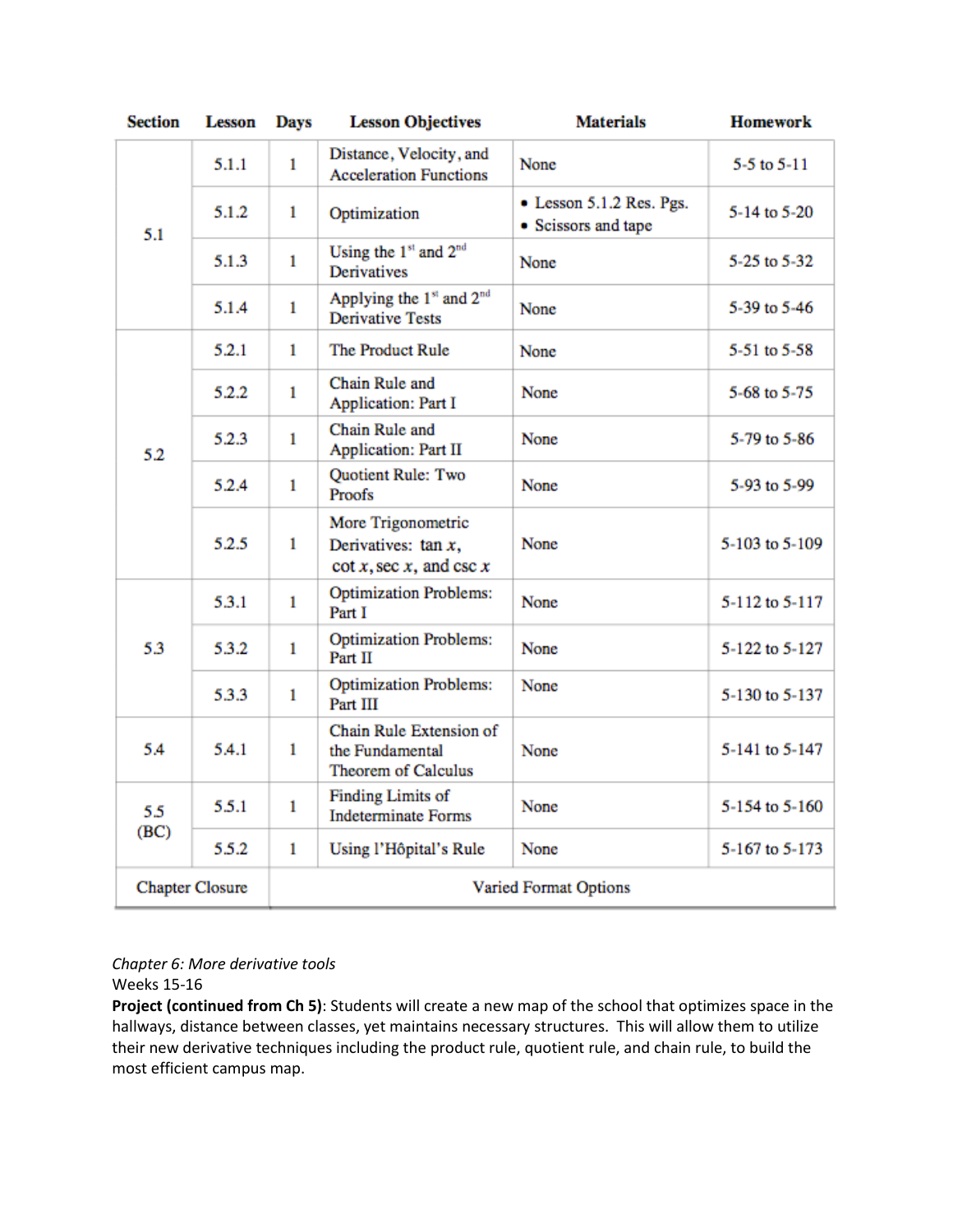| Section | Lesson | Days | Lesson Objectives | Materials | Homework |
|---|---|---|---|---|---|
| 5.1 | 5.1.1 | 1 | Distance, Velocity, and Acceleration Functions | None | 5-5 to 5-11 |
| | 5.1.2 | 1 | Optimization | • Lesson 5.1.2 Res. Pgs. • Scissors and tape | 5-14 to 5-20 |
| | 5.1.3 | 1 | Using the 1st and 2nd Derivatives | None | 5-25 to 5-32 |
| | 5.1.4 | 1 | Applying the 1st and 2nd Derivative Tests | None | 5-39 to 5-46 |
| 5.2 | 5.2.1 | 1 | The Product Rule | None | 5-51 to 5-58 |
| | 5.2.2 | 1 | Chain Rule and Application: Part I | None | 5-68 to 5-75 |
| | 5.2.3 | 1 | Chain Rule and Application: Part II | None | 5-79 to 5-86 |
| | 5.2.4 | 1 | Quotient Rule: Two Proofs | None | 5-93 to 5-99 |
| | 5.2.5 | 1 | More Trigonometric Derivatives: $\tan x$, $\cot x$, $\sec x$, and $\csc x$ | None | 5-103 to 5-109 |
| 5.3 | 5.3.1 | 1 | Optimization Problems: Part I | None | 5-112 to 5-117 |
| | 5.3.2 | 1 | Optimization Problems: Part II | None | 5-122 to 5-127 |
| | 5.3.3 | 1 | Optimization Problems: Part III | None | 5-130 to 5-137 |
| 5.4 | 5.4.1 | 1 | Chain Rule Extension of the Fundamental Theorem of Calculus | None | 5-141 to 5-147 |
| 5.5 (BC) | 5.5.1 | 1 | Finding Limits of Indeterminate Forms | None | 5-154 to 5-160 |
| | 5.5.2 | 1 | Using l'Hôpital's Rule | None | 5-167 to 5-173 |
| Chapter Closure | | Varied Format Options | | | |

*Chapter 6: More derivative tools*
Weeks 15-16

**Project (continued from Ch 5)**: Students will create a new map of the school that optimizes space in the hallways, distance between classes, yet maintains necessary structures. This will allow them to utilize their new derivative techniques including the product rule, quotient rule, and chain rule, to build the most efficient campus map.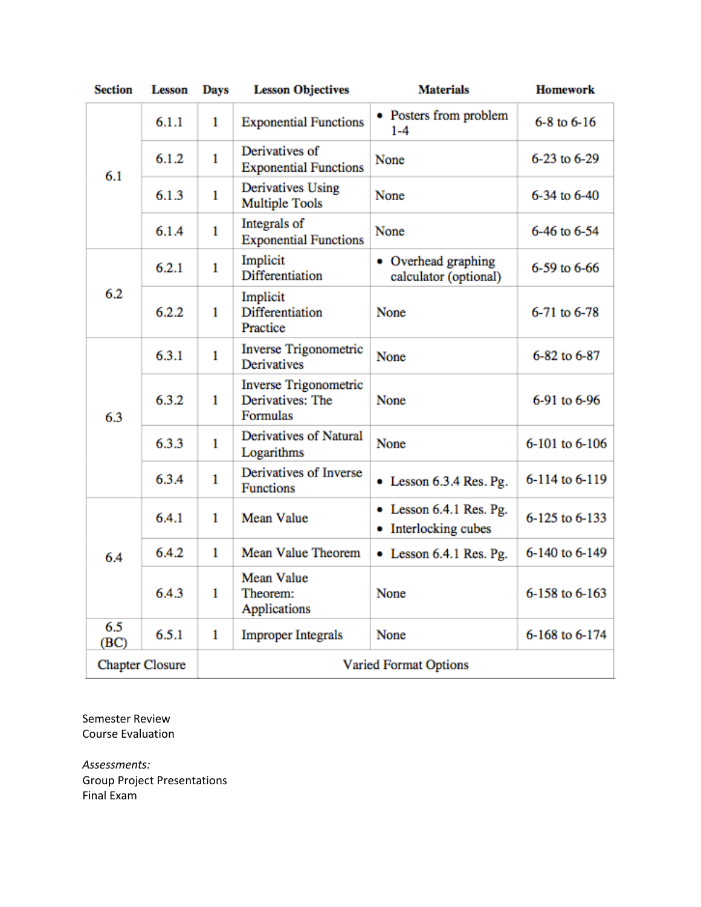| Section | Lesson | Days | Lesson Objectives | Materials | Homework |
|---|---|---|---|---|---|
| 6.1 | 6.1.1 | 1 | Exponential Functions | • Posters from problem 1-4 | 6-8 to 6-16 |
| | 6.1.2 | 1 | Derivatives of Exponential Functions | None | 6-23 to 6-29 |
| | 6.1.3 | 1 | Derivatives Using Multiple Tools | None | 6-34 to 6-40 |
| | 6.1.4 | 1 | Integrals of Exponential Functions | None | 6-46 to 6-54 |
| 6.2 | 6.2.1 | 1 | Implicit Differentiation | • Overhead graphing calculator (optional) | 6-59 to 6-66 |
| | 6.2.2 | 1 | Implicit Differentiation Practice | None | 6-71 to 6-78 |
| 6.3 | 6.3.1 | 1 | Inverse Trigonometric Derivatives | None | 6-82 to 6-87 |
| | 6.3.2 | 1 | Inverse Trigonometric Derivatives: The Formulas | None | 6-91 to 6-96 |
| | 6.3.3 | 1 | Derivatives of Natural Logarithms | None | 6-101 to 6-106 |
| | 6.3.4 | 1 | Derivatives of Inverse Functions | • Lesson 6.3.4 Res. Pg. | 6-114 to 6-119 |
| 6.4 | 6.4.1 | 1 | Mean Value | • Lesson 6.4.1 Res. Pg.<br>• Interlocking cubes | 6-125 to 6-133 |
| | 6.4.2 | 1 | Mean Value Theorem | • Lesson 6.4.1 Res. Pg. | 6-140 to 6-149 |
| | 6.4.3 | 1 | Mean Value Theorem: Applications | None | 6-158 to 6-163 |
| 6.5 (BC) | 6.5.1 | 1 | Improper Integrals | None | 6-168 to 6-174 |
| Chapter Closure | | Varied Format Options | | | |

Semester Review
Course Evaluation

*Assessments:*
Group Project Presentations
Final Exam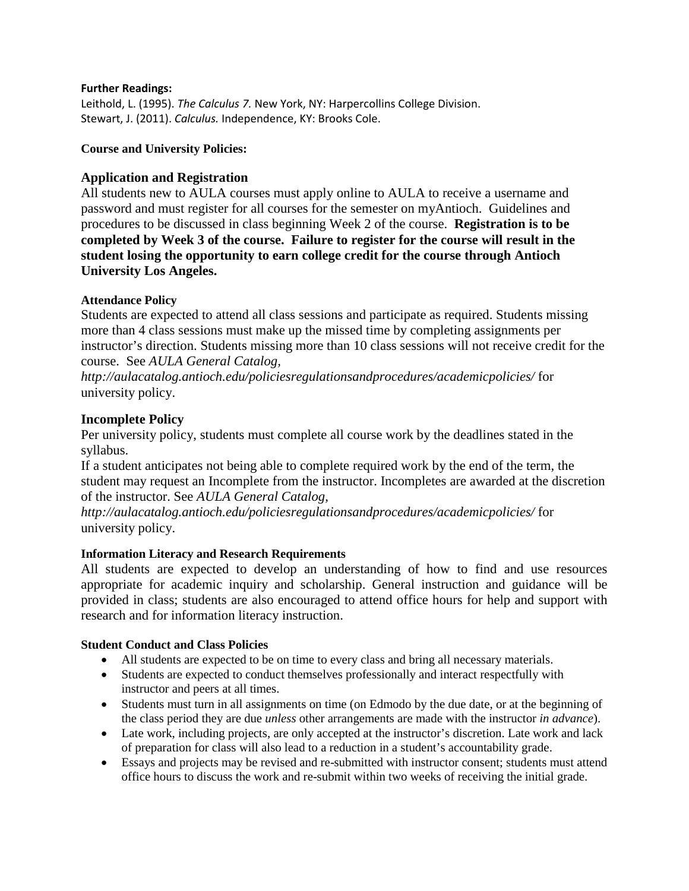**Further Readings:**

Leithold, L. (1995). *The Calculus 7.* New York, NY: Harpercollins College Division.
Stewart, J. (2011). *Calculus.* Independence, KY: Brooks Cole.

**Course and University Policies:**

### Application and Registration

All students new to AULA courses must apply online to AULA to receive a username and password and must register for all courses for the semester on myAntioch. Guidelines and procedures to be discussed in class beginning Week 2 of the course. **Registration is to be completed by Week 3 of the course. Failure to register for the course will result in the student losing the opportunity to earn college credit for the course through Antioch University Los Angeles.**

**Attendance Policy**

Students are expected to attend all class sessions and participate as required. Students missing more than 4 class sessions must make up the missed time by completing assignments per instructor's direction. Students missing more than 10 class sessions will not receive credit for the course. See *AULA General Catalog, http://aulacatalog.antioch.edu/policiesregulationsandprocedures/academicpolicies/* for university policy.

### Incomplete Policy

Per university policy, students must complete all course work by the deadlines stated in the syllabus.

If a student anticipates not being able to complete required work by the end of the term, the student may request an Incomplete from the instructor. Incompletes are awarded at the discretion of the instructor. See *AULA General Catalog, http://aulacatalog.antioch.edu/policiesregulationsandprocedures/academicpolicies/* for university policy.

**Information Literacy and Research Requirements**

All students are expected to develop an understanding of how to find and use resources appropriate for academic inquiry and scholarship. General instruction and guidance will be provided in class; students are also encouraged to attend office hours for help and support with research and for information literacy instruction.

**Student Conduct and Class Policies**

- All students are expected to be on time to every class and bring all necessary materials.
- Students are expected to conduct themselves professionally and interact respectfully with instructor and peers at all times.
- Students must turn in all assignments on time (on Edmodo by the due date, or at the beginning of the class period they are due *unless* other arrangements are made with the instructor *in advance*).
- Late work, including projects, are only accepted at the instructor's discretion. Late work and lack of preparation for class will also lead to a reduction in a student's accountability grade.
- Essays and projects may be revised and re-submitted with instructor consent; students must attend office hours to discuss the work and re-submit within two weeks of receiving the initial grade.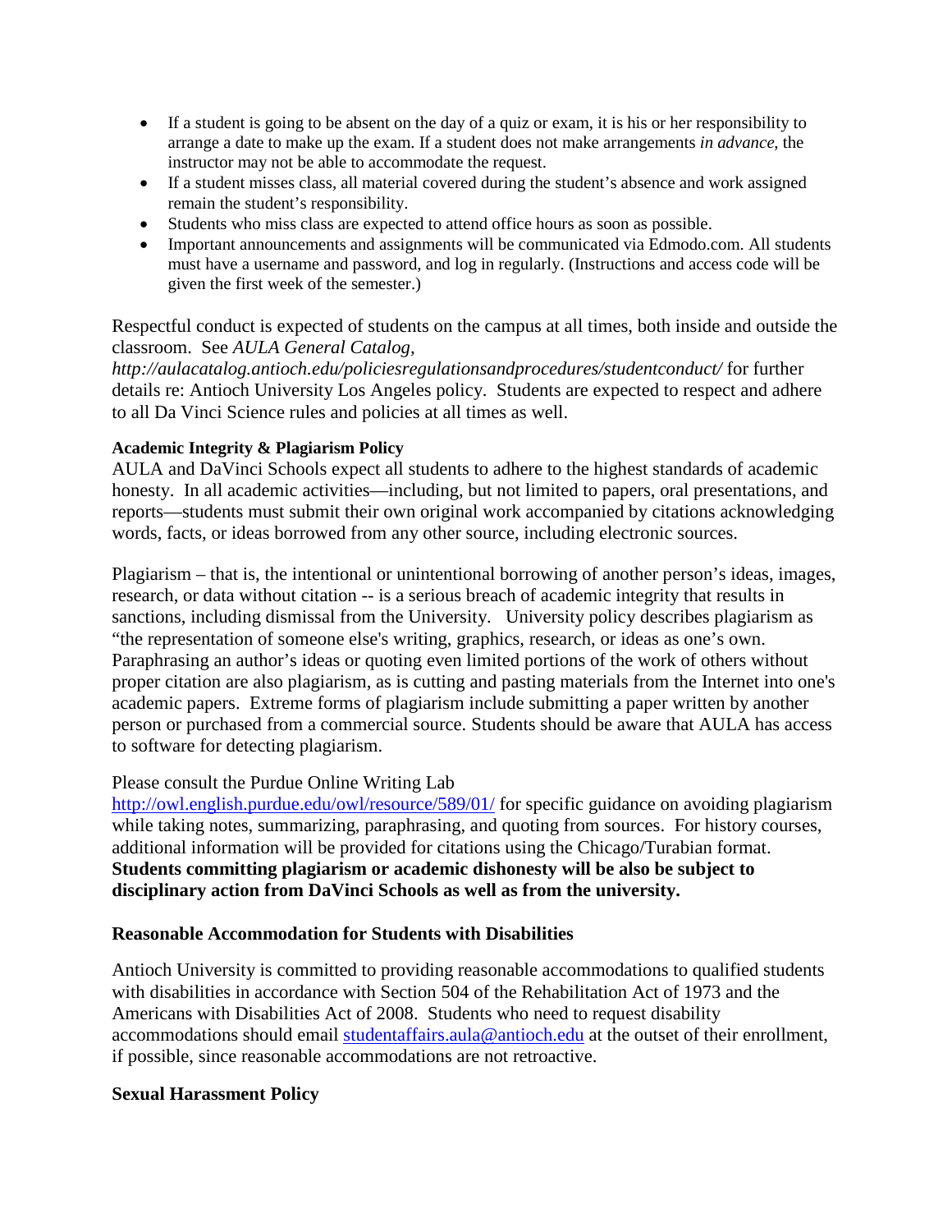- If a student is going to be absent on the day of a quiz or exam, it is his or her responsibility to arrange a date to make up the exam. If a student does not make arrangements *in advance*, the instructor may not be able to accommodate the request.
- If a student misses class, all material covered during the student's absence and work assigned remain the student's responsibility.
- Students who miss class are expected to attend office hours as soon as possible.
- Important announcements and assignments will be communicated via Edmodo.com. All students must have a username and password, and log in regularly. (Instructions and access code will be given the first week of the semester.)

Respectful conduct is expected of students on the campus at all times, both inside and outside the classroom. See *AULA General Catalog, http://aulacatalog.antioch.edu/policiesregulationsandprocedures/studentconduct/* for further details re: Antioch University Los Angeles policy. Students are expected to respect and adhere to all Da Vinci Science rules and policies at all times as well.

**Academic Integrity & Plagiarism Policy**

AULA and DaVinci Schools expect all students to adhere to the highest standards of academic honesty. In all academic activities—including, but not limited to papers, oral presentations, and reports—students must submit their own original work accompanied by citations acknowledging words, facts, or ideas borrowed from any other source, including electronic sources.

Plagiarism – that is, the intentional or unintentional borrowing of another person's ideas, images, research, or data without citation -- is a serious breach of academic integrity that results in sanctions, including dismissal from the University. University policy describes plagiarism as "the representation of someone else's writing, graphics, research, or ideas as one's own. Paraphrasing an author's ideas or quoting even limited portions of the work of others without proper citation are also plagiarism, as is cutting and pasting materials from the Internet into one's academic papers. Extreme forms of plagiarism include submitting a paper written by another person or purchased from a commercial source. Students should be aware that AULA has access to software for detecting plagiarism.

Please consult the Purdue Online Writing Lab http://owl.english.purdue.edu/owl/resource/589/01/ for specific guidance on avoiding plagiarism while taking notes, summarizing, paraphrasing, and quoting from sources. For history courses, additional information will be provided for citations using the Chicago/Turabian format. **Students committing plagiarism or academic dishonesty will be also be subject to disciplinary action from DaVinci Schools as well as from the university.**

**Reasonable Accommodation for Students with Disabilities**

Antioch University is committed to providing reasonable accommodations to qualified students with disabilities in accordance with Section 504 of the Rehabilitation Act of 1973 and the Americans with Disabilities Act of 2008. Students who need to request disability accommodations should email studentaffairs.aula@antioch.edu at the outset of their enrollment, if possible, since reasonable accommodations are not retroactive.

**Sexual Harassment Policy**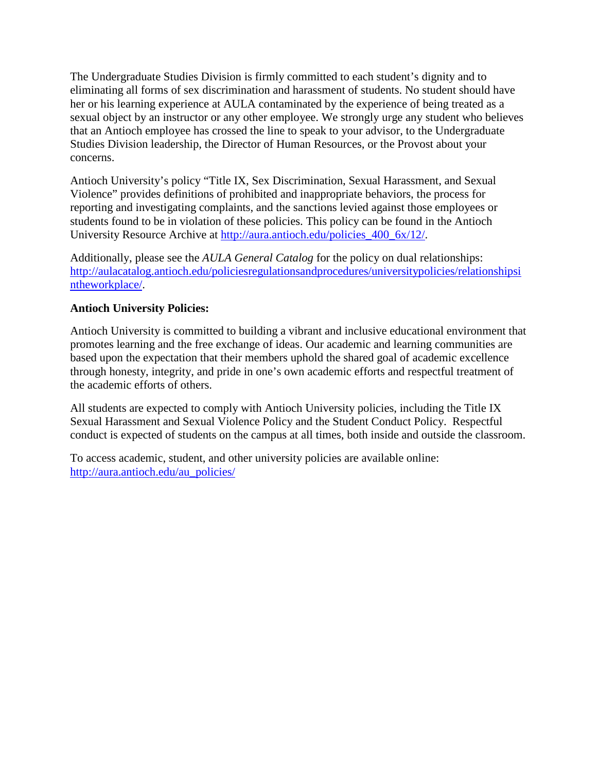The Undergraduate Studies Division is firmly committed to each student's dignity and to eliminating all forms of sex discrimination and harassment of students. No student should have her or his learning experience at AULA contaminated by the experience of being treated as a sexual object by an instructor or any other employee. We strongly urge any student who believes that an Antioch employee has crossed the line to speak to your advisor, to the Undergraduate Studies Division leadership, the Director of Human Resources, or the Provost about your concerns.

Antioch University's policy "Title IX, Sex Discrimination, Sexual Harassment, and Sexual Violence" provides definitions of prohibited and inappropriate behaviors, the process for reporting and investigating complaints, and the sanctions levied against those employees or students found to be in violation of these policies. This policy can be found in the Antioch University Resource Archive at http://aura.antioch.edu/policies_400_6x/12/.

Additionally, please see the *AULA General Catalog* for the policy on dual relationships: http://aulacatalog.antioch.edu/policiesregulationsandprocedures/universitypolicies/relationshipsintheworkplace/.

**Antioch University Policies:**

Antioch University is committed to building a vibrant and inclusive educational environment that promotes learning and the free exchange of ideas. Our academic and learning communities are based upon the expectation that their members uphold the shared goal of academic excellence through honesty, integrity, and pride in one's own academic efforts and respectful treatment of the academic efforts of others.

All students are expected to comply with Antioch University policies, including the Title IX Sexual Harassment and Sexual Violence Policy and the Student Conduct Policy. Respectful conduct is expected of students on the campus at all times, both inside and outside the classroom.

To access academic, student, and other university policies are available online: http://aura.antioch.edu/au_policies/